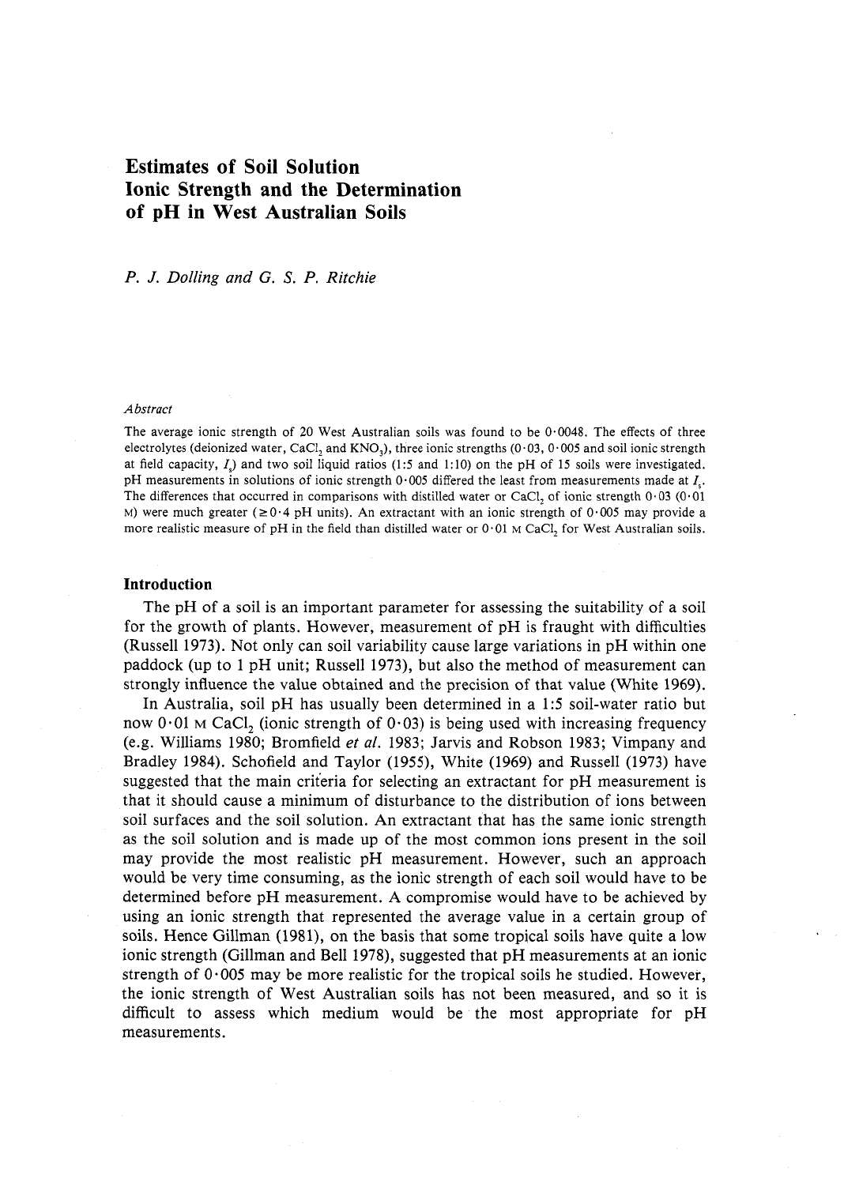# Estimates of Soil Solution Ionic Strength and the Determination of pH in West Australian Soils

*P. J. Dolling and G. S. P. Ritchie*

*Abstract*

The average ionic strength of 20 West Australian soils was found to be 0·0048. The effects of three electrolytes (deionized water, $CaCl_2$ and $KNO_3$), three ionic strengths (0·03, 0·005 and soil ionic strength at field capacity, $I_s$) and two soil liquid ratios (1:5 and 1:10) on the pH of 15 soils were investigated. pH measurements in solutions of ionic strength 0·005 differed the least from measurements made at $I_s$. The differences that occurred in comparisons with distilled water or $CaCl_2$ of ionic strength 0·03 (0·01 M) were much greater ($\geq$0·4 pH units). An extractant with an ionic strength of 0·005 may provide a more realistic measure of pH in the field than distilled water or 0·01 M $CaCl_2$ for West Australian soils.

## Introduction

The pH of a soil is an important parameter for assessing the suitability of a soil for the growth of plants. However, measurement of pH is fraught with difficulties (Russell 1973). Not only can soil variability cause large variations in pH within one paddock (up to 1 pH unit; Russell 1973), but also the method of measurement can strongly influence the value obtained and the precision of that value (White 1969).

In Australia, soil pH has usually been determined in a 1:5 soil-water ratio but now 0·01 M $CaCl_2$ (ionic strength of 0·03) is being used with increasing frequency (e.g. Williams 1980; Bromfield *et al.* 1983; Jarvis and Robson 1983; Vimpany and Bradley 1984). Schofield and Taylor (1955), White (1969) and Russell (1973) have suggested that the main criteria for selecting an extractant for pH measurement is that it should cause a minimum of disturbance to the distribution of ions between soil surfaces and the soil solution. An extractant that has the same ionic strength as the soil solution and is made up of the most common ions present in the soil may provide the most realistic pH measurement. However, such an approach would be very time consuming, as the ionic strength of each soil would have to be determined before pH measurement. A compromise would have to be achieved by using an ionic strength that represented the average value in a certain group of soils. Hence Gillman (1981), on the basis that some tropical soils have quite a low ionic strength (Gillman and Bell 1978), suggested that pH measurements at an ionic strength of 0·005 may be more realistic for the tropical soils he studied. However, the ionic strength of West Australian soils has not been measured, and so it is difficult to assess which medium would be the most appropriate for pH measurements.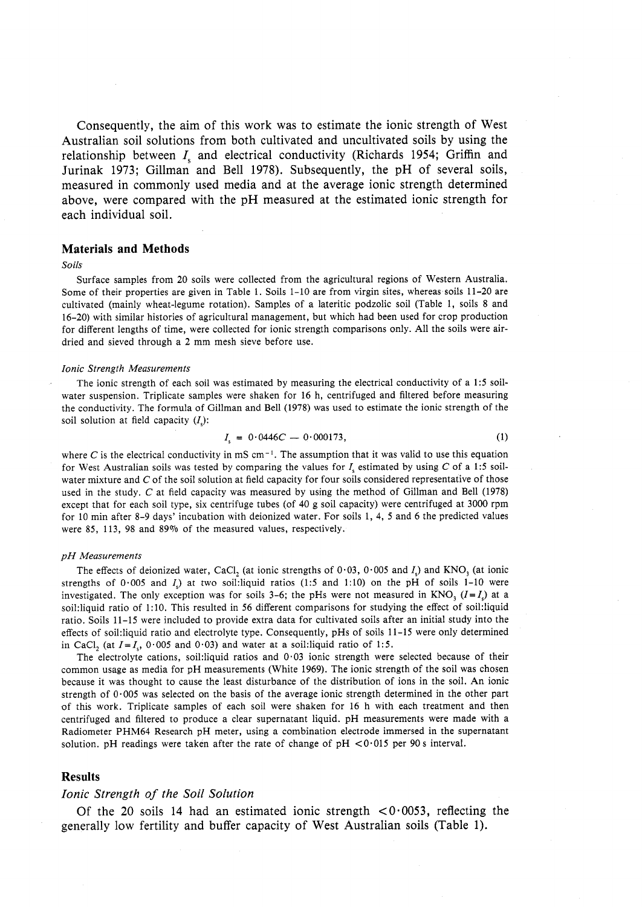Consequently, the aim of this work was to estimate the ionic strength of West Australian soil solutions from both cultivated and uncultivated soils by using the relationship between $I_s$ and electrical conductivity (Richards 1954; Griffin and Jurinak 1973; Gillman and Bell 1978). Subsequently, the pH of several soils, measured in commonly used media and at the average ionic strength determined above, were compared with the pH measured at the estimated ionic strength for each individual soil.

## Materials and Methods

*Soils*

Surface samples from 20 soils were collected from the agricultural regions of Western Australia. Some of their properties are given in Table 1. Soils 1–10 are from virgin sites, whereas soils 11–20 are cultivated (mainly wheat-legume rotation). Samples of a lateritic podzolic soil (Table 1, soils 8 and 16–20) with similar histories of agricultural management, but which had been used for crop production for different lengths of time, were collected for ionic strength comparisons only. All the soils were air-dried and sieved through a 2 mm mesh sieve before use.

*Ionic Strength Measurements*

The ionic strength of each soil was estimated by measuring the electrical conductivity of a 1:5 soil-water suspension. Triplicate samples were shaken for 16 h, centrifuged and filtered before measuring the conductivity. The formula of Gillman and Bell (1978) was used to estimate the ionic strength of the soil solution at field capacity ($I_s$):

$$I_s = 0{\cdot}0446C - 0{\cdot}000173, \tag{1}$$

where $C$ is the electrical conductivity in mS cm$^{-1}$. The assumption that it was valid to use this equation for West Australian soils was tested by comparing the values for $I_s$ estimated by using $C$ of a 1:5 soil-water mixture and $C$ of the soil solution at field capacity for four soils considered representative of those used in the study. $C$ at field capacity was measured by using the method of Gillman and Bell (1978) except that for each soil type, six centrifuge tubes (of 40 g soil capacity) were centrifuged at 3000 rpm for 10 min after 8–9 days' incubation with deionized water. For soils 1, 4, 5 and 6 the predicted values were 85, 113, 98 and 89% of the measured values, respectively.

*pH Measurements*

The effects of deionized water, $CaCl_2$ (at ionic strengths of 0·03, 0·005 and $I_s$) and $KNO_3$ (at ionic strengths of 0·005 and $I_s$) at two soil:liquid ratios (1:5 and 1:10) on the pH of soils 1–10 were investigated. The only exception was for soils 3–6; the pHs were not measured in $KNO_3$ ($I = I_s$) at a soil:liquid ratio of 1:10. This resulted in 56 different comparisons for studying the effect of soil:liquid ratio. Soils 11–15 were included to provide extra data for cultivated soils after an initial study into the effects of soil:liquid ratio and electrolyte type. Consequently, pHs of soils 11–15 were only determined in $CaCl_2$ (at $I = I_s$, 0·005 and 0·03) and water at a soil:liquid ratio of 1:5.

The electrolyte cations, soil:liquid ratios and 0·03 ionic strength were selected because of their common usage as media for pH measurements (White 1969). The ionic strength of the soil was chosen because it was thought to cause the least disturbance of the distribution of ions in the soil. An ionic strength of 0·005 was selected on the basis of the average ionic strength determined in the other part of this work. Triplicate samples of each soil were shaken for 16 h with each treatment and then centrifuged and filtered to produce a clear supernatant liquid. pH measurements were made with a Radiometer PHM64 Research pH meter, using a combination electrode immersed in the supernatant solution. pH readings were taken after the rate of change of pH $<0{\cdot}015$ per 90 s interval.

## Results

### *Ionic Strength of the Soil Solution*

Of the 20 soils 14 had an estimated ionic strength $<0{\cdot}0053$, reflecting the generally low fertility and buffer capacity of West Australian soils (Table 1).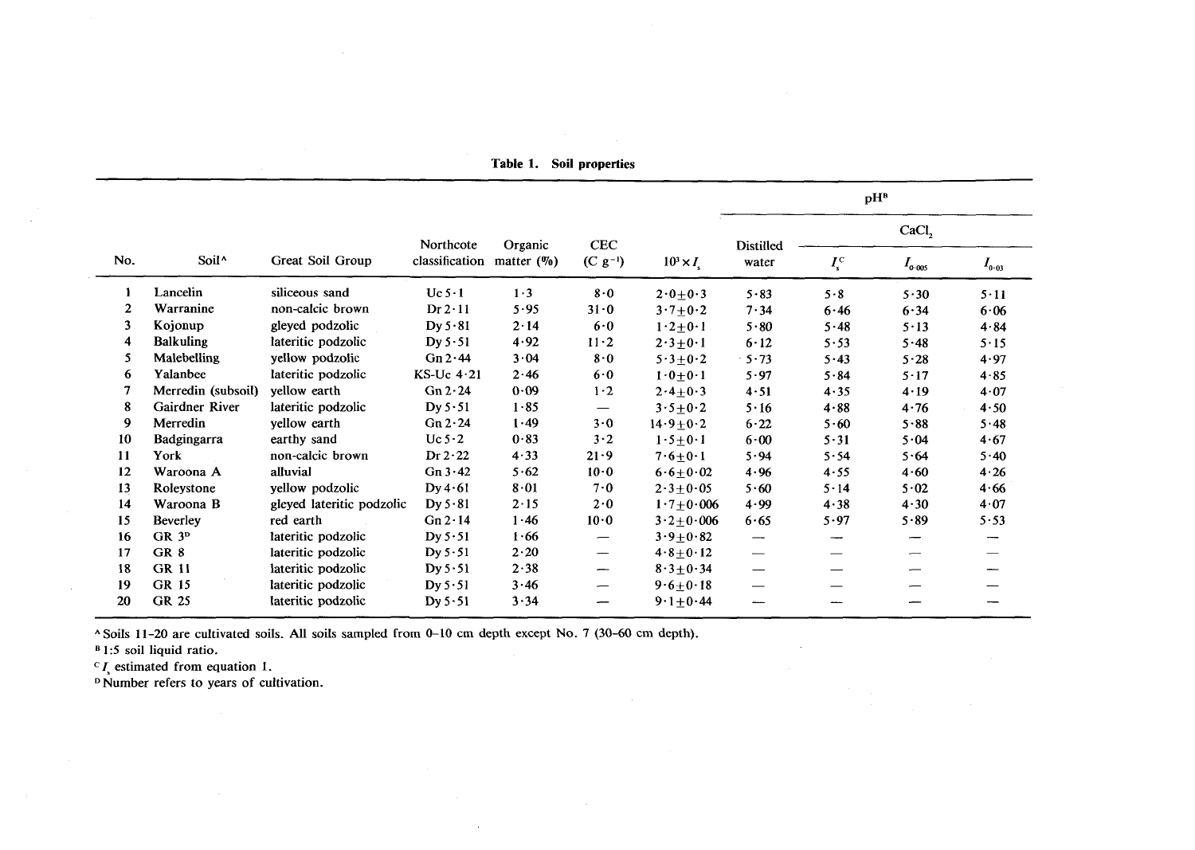**Table 1. Soil properties**

| No. | Soil[A] | Great Soil Group | Northcote classification | Organic matter (%) | CEC ($C\ g^{-1}$) | $10^3 \times I_s$ | pH[B] | | | |
|---|---|---|---|---|---|---|---|---|---|---|
| | | | | | | | Distilled water | $CaCl_2$ | | |
| | | | | | | | | $I_s$[C] | $I_{0 \cdot 005}$ | $I_{0 \cdot 03}$ |
| 1 | Lancelin | siliceous sand | Uc 5·1 | 1·3 | 8·0 | 2·0±0·3 | 5·83 | 5·8 | 5·30 | 5·11 |
| 2 | Warranine | non-calcic brown | Dr 2·11 | 5·95 | 31·0 | 3·7±0·2 | 7·34 | 6·46 | 6·34 | 6·06 |
| 3 | Kojonup | gleyed podzolic | Dy 5·81 | 2·14 | 6·0 | 1·2±0·1 | 5·80 | 5·48 | 5·13 | 4·84 |
| 4 | Balkuling | lateritic podzolic | Dy 5·51 | 4·92 | 11·2 | 2·3±0·1 | 6·12 | 5·53 | 5·48 | 5·15 |
| 5 | Malebelling | yellow podzolic | Gn 2·44 | 3·04 | 8·0 | 5·3±0·2 | 5·73 | 5·43 | 5·28 | 4·97 |
| 6 | Yalanbee | lateritic podzolic | KS-Uc 4·21 | 2·46 | 6·0 | 1·0±0·1 | 5·97 | 5·84 | 5·17 | 4·85 |
| 7 | Merredin (subsoil) | yellow earth | Gn 2·24 | 0·09 | 1·2 | 2·4±0·3 | 4·51 | 4·35 | 4·19 | 4·07 |
| 8 | Gairdner River | lateritic podzolic | Dy 5·51 | 1·85 | — | 3·5±0·2 | 5·16 | 4·88 | 4·76 | 4·50 |
| 9 | Merredin | yellow earth | Gn 2·24 | 1·49 | 3·0 | 14·9±0·2 | 6·22 | 5·60 | 5·88 | 5·48 |
| 10 | Badgingarra | earthy sand | Uc 5·2 | 0·83 | 3·2 | 1·5±0·1 | 6·00 | 5·31 | 5·04 | 4·67 |
| 11 | York | non-calcic brown | Dr 2·22 | 4·33 | 21·9 | 7·6±0·1 | 5·94 | 5·54 | 5·64 | 5·40 |
| 12 | Waroona A | alluvial | Gn 3·42 | 5·62 | 10·0 | 6·6±0·02 | 4·96 | 4·55 | 4·60 | 4·26 |
| 13 | Roleystone | yellow podzolic | Dy 4·61 | 8·01 | 7·0 | 2·3±0·05 | 5·60 | 5·14 | 5·02 | 4·66 |
| 14 | Waroona B | gleyed lateritic podzolic | Dy 5·81 | 2·15 | 2·0 | 1·7±0·006 | 4·99 | 4·38 | 4·30 | 4·07 |
| 15 | Beverley | red earth | Gn 2·14 | 1·46 | 10·0 | 3·2±0·006 | 6·65 | 5·97 | 5·89 | 5·53 |
| 16 | GR 3[D] | lateritic podzolic | Dy 5·51 | 1·66 | — | 3·9±0·82 | — | — | — | — |
| 17 | GR 8 | lateritic podzolic | Dy 5·51 | 2·20 | — | 4·8±0·12 | — | — | — | — |
| 18 | GR 11 | lateritic podzolic | Dy 5·51 | 2·38 | — | 8·3±0·34 | — | — | — | — |
| 19 | GR 15 | lateritic podzolic | Dy 5·51 | 3·46 | — | 9·6±0·18 | — | — | — | — |
| 20 | GR 25 | lateritic podzolic | Dy 5·51 | 3·34 | — | 9·1±0·44 | — | — | — | — |

[A] Soils 11–20 are cultivated soils. All soils sampled from 0–10 cm depth except No. 7 (30–60 cm depth).
[B] 1:5 soil liquid ratio.
[C] $I_s$ estimated from equation 1.
[D] Number refers to years of cultivation.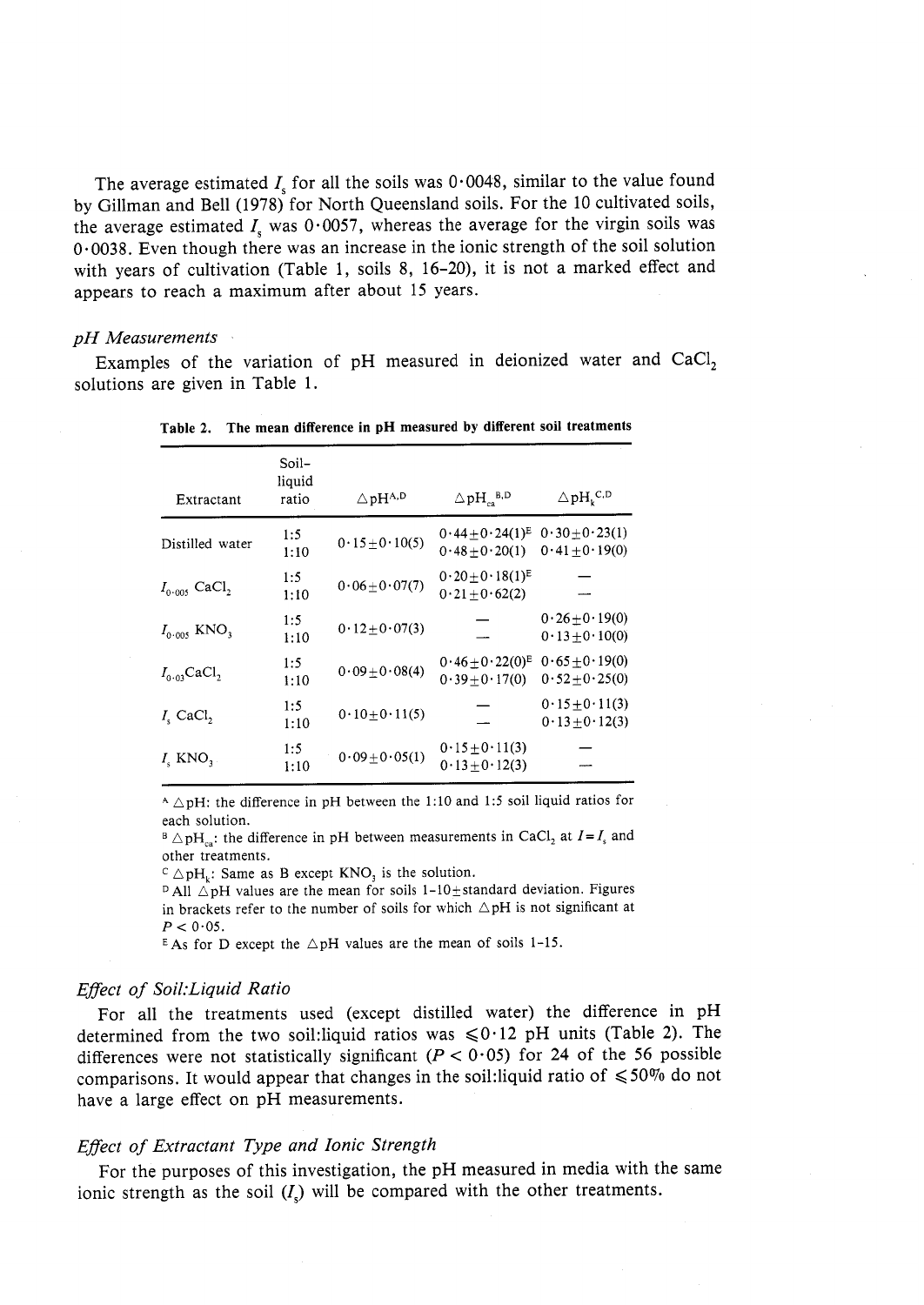The average estimated $I_s$ for all the soils was 0·0048, similar to the value found by Gillman and Bell (1978) for North Queensland soils. For the 10 cultivated soils, the average estimated $I_s$ was 0·0057, whereas the average for the virgin soils was 0·0038. Even though there was an increase in the ionic strength of the soil solution with years of cultivation (Table 1, soils 8, 16–20), it is not a marked effect and appears to reach a maximum after about 15 years.

### *pH Measurements*

Examples of the variation of pH measured in deionized water and $CaCl_2$ solutions are given in Table 1.

**Table 2. The mean difference in pH measured by different soil treatments**

| Extractant | Soil-liquid ratio | $\Delta$pH[A,D] | $\Delta pH_{ca}$[B,D] | $\Delta pH_k$[C,D] |
|---|---|---|---|---|
| Distilled water | 1:5 | 0·15±0·10(5) | 0·44±0·24(1)[E] | 0·30±0·23(1) |
| | 1:10 | | 0·48±0·20(1) | 0·41±0·19(0) |
| $I_{0\cdot005}$ $CaCl_2$ | 1:5 | 0·06±0·07(7) | 0·20±0·18(1)[E] | — |
| | 1:10 | | 0·21±0·62(2) | — |
| $I_{0\cdot005}$ $KNO_3$ | 1:5 | 0·12±0·07(3) | — | 0·26±0·19(0) |
| | 1:10 | | — | 0·13±0·10(0) |
| $I_{0\cdot03}$ $CaCl_2$ | 1:5 | 0·09±0·08(4) | 0·46±0·22(0)[E] | 0·65±0·19(0) |
| | 1:10 | | 0·39±0·17(0) | 0·52±0·25(0) |
| $I_s$ $CaCl_2$ | 1:5 | 0·10±0·11(5) | — | 0·15±0·11(3) |
| | 1:10 | | — | 0·13±0·12(3) |
| $I_s$ $KNO_3$ | 1:5 | 0·09±0·05(1) | 0·15±0·11(3) | — |
| | 1:10 | | 0·13±0·12(3) | — |

[A] $\Delta$pH: the difference in pH between the 1:10 and 1:5 soil liquid ratios for each solution.
[B] $\Delta pH_{ca}$: the difference in pH between measurements in $CaCl_2$ at $I = I_s$ and other treatments.
[C] $\Delta pH_k$: Same as B except $KNO_3$ is the solution.
[D] All $\Delta$pH values are the mean for soils 1–10±standard deviation. Figures in brackets refer to the number of soils for which $\Delta$pH is not significant at $P < 0{\cdot}05$.
[E] As for D except the $\Delta$pH values are the mean of soils 1–15.

### *Effect of Soil:Liquid Ratio*

For all the treatments used (except distilled water) the difference in pH determined from the two soil:liquid ratios was $\leqslant$0·12 pH units (Table 2). The differences were not statistically significant ($P < 0{\cdot}05$) for 24 of the 56 possible comparisons. It would appear that changes in the soil:liquid ratio of $\leqslant$50% do not have a large effect on pH measurements.

### *Effect of Extractant Type and Ionic Strength*

For the purposes of this investigation, the pH measured in media with the same ionic strength as the soil ($I_s$) will be compared with the other treatments.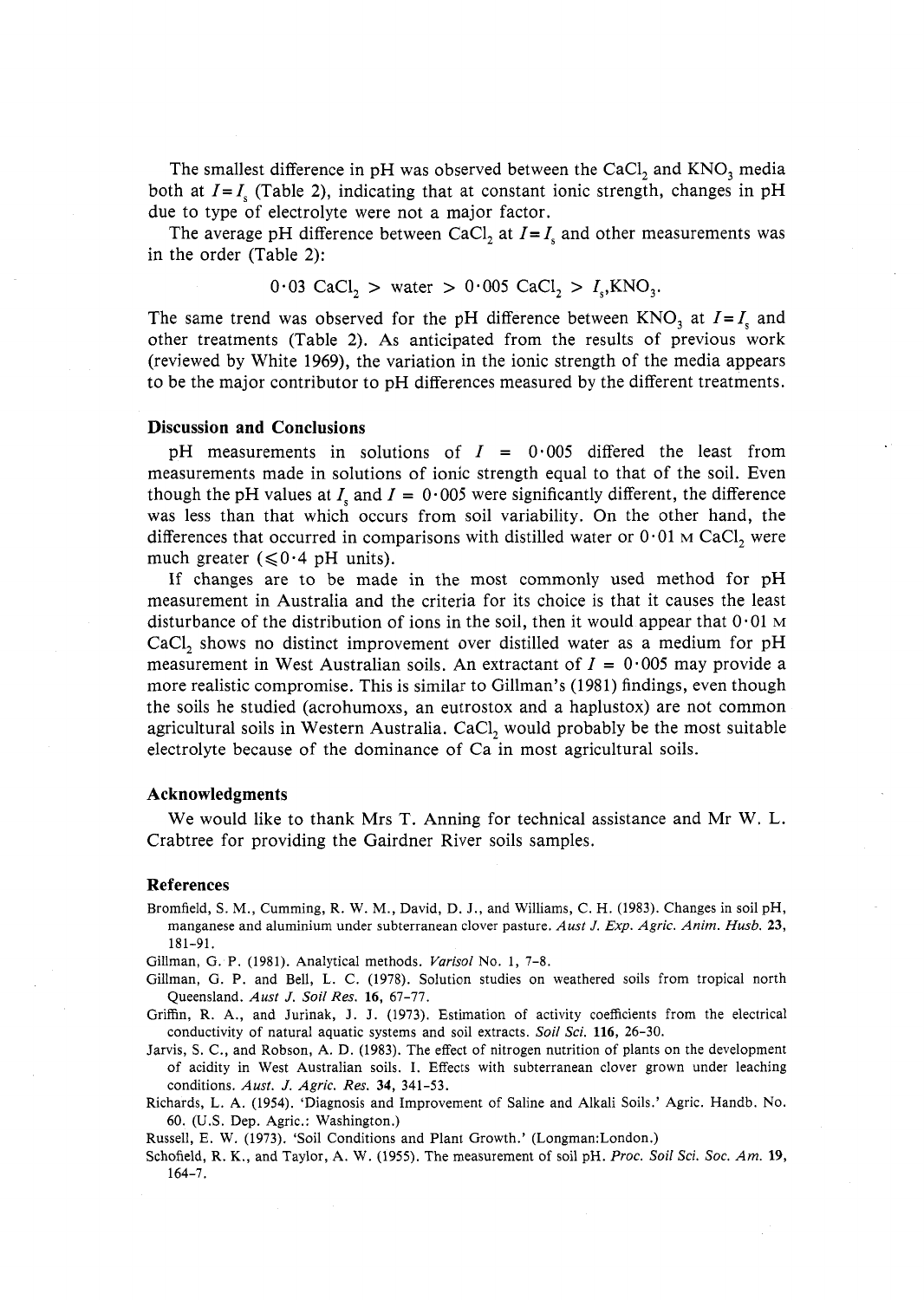The smallest difference in pH was observed between the $CaCl_2$ and $KNO_3$ media both at $I = I_s$ (Table 2), indicating that at constant ionic strength, changes in pH due to type of electrolyte were not a major factor.

The average pH difference between $CaCl_2$ at $I = I_s$ and other measurements was in the order (Table 2):

$$0{\cdot}03\ CaCl_2 > \text{water} > 0{\cdot}005\ CaCl_2 > I_s, KNO_3.$$

The same trend was observed for the pH difference between $KNO_3$ at $I = I_s$ and other treatments (Table 2). As anticipated from the results of previous work (reviewed by White 1969), the variation in the ionic strength of the media appears to be the major contributor to pH differences measured by the different treatments.

### Discussion and Conclusions

pH measurements in solutions of $I = 0{\cdot}005$ differed the least from measurements made in solutions of ionic strength equal to that of the soil. Even though the pH values at $I_s$ and $I = 0{\cdot}005$ were significantly different, the difference was less than that which occurs from soil variability. On the other hand, the differences that occurred in comparisons with distilled water or 0·01 M $CaCl_2$ were much greater ($\leqslant 0{\cdot}4$ pH units).

If changes are to be made in the most commonly used method for pH measurement in Australia and the criteria for its choice is that it causes the least disturbance of the distribution of ions in the soil, then it would appear that 0·01 M $CaCl_2$ shows no distinct improvement over distilled water as a medium for pH measurement in West Australian soils. An extractant of $I = 0{\cdot}005$ may provide a more realistic compromise. This is similar to Gillman's (1981) findings, even though the soils he studied (acrohumoxs, an eutrostox and a haplustox) are not common agricultural soils in Western Australia. $CaCl_2$ would probably be the most suitable electrolyte because of the dominance of Ca in most agricultural soils.

### Acknowledgments

We would like to thank Mrs T. Anning for technical assistance and Mr W. L. Crabtree for providing the Gairdner River soils samples.

### References

Bromfield, S. M., Cumming, R. W. M., David, D. J., and Williams, C. H. (1983). Changes in soil pH, manganese and aluminium under subterranean clover pasture. *Aust J. Exp. Agric. Anim. Husb.* **23**, 181-91.

Gillman, G. P. (1981). Analytical methods. *Varisol* No. 1, 7-8.

Gillman, G. P. and Bell, L. C. (1978). Solution studies on weathered soils from tropical north Queensland. *Aust J. Soil Res.* **16**, 67-77.

Griffin, R. A., and Jurinak, J. J. (1973). Estimation of activity coefficients from the electrical conductivity of natural aquatic systems and soil extracts. *Soil Sci.* **116**, 26-30.

Jarvis, S. C., and Robson, A. D. (1983). The effect of nitrogen nutrition of plants on the development of acidity in West Australian soils. I. Effects with subterranean clover grown under leaching conditions. *Aust. J. Agric. Res.* **34**, 341-53.

Richards, L. A. (1954). 'Diagnosis and Improvement of Saline and Alkali Soils.' Agric. Handb. No. 60. (U.S. Dep. Agric.: Washington.)

Russell, E. W. (1973). 'Soil Conditions and Plant Growth.' (Longman:London.)

Schofield, R. K., and Taylor, A. W. (1955). The measurement of soil pH. *Proc. Soil Sci. Soc. Am.* **19**, 164-7.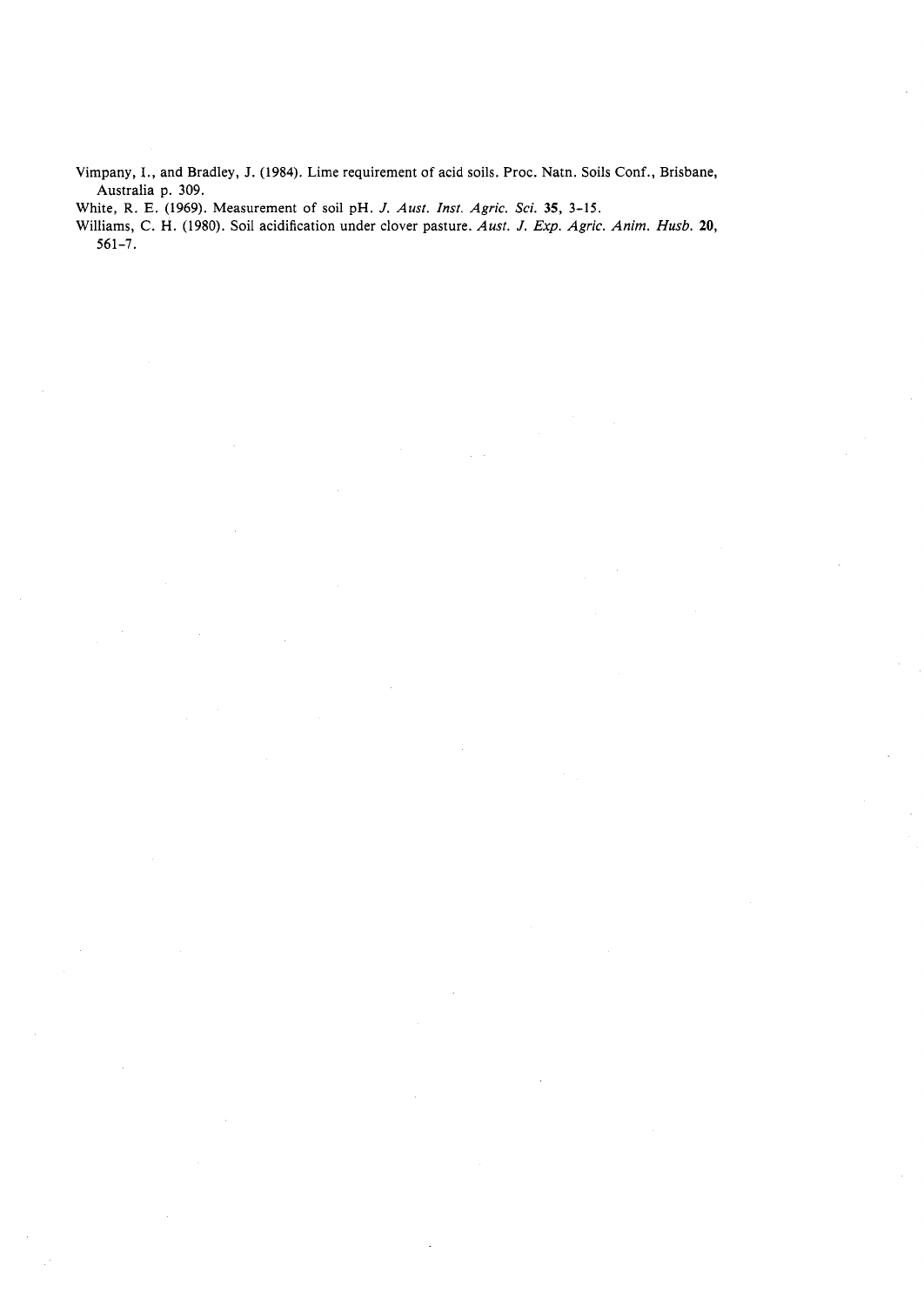Vimpany, I., and Bradley, J. (1984). Lime requirement of acid soils. Proc. Natn. Soils Conf., Brisbane, Australia p. 309.

White, R. E. (1969). Measurement of soil pH. *J. Aust. Inst. Agric. Sci.* **35**, 3–15.

Williams, C. H. (1980). Soil acidification under clover pasture. *Aust. J. Exp. Agric. Anim. Husb.* **20**, 561–7.